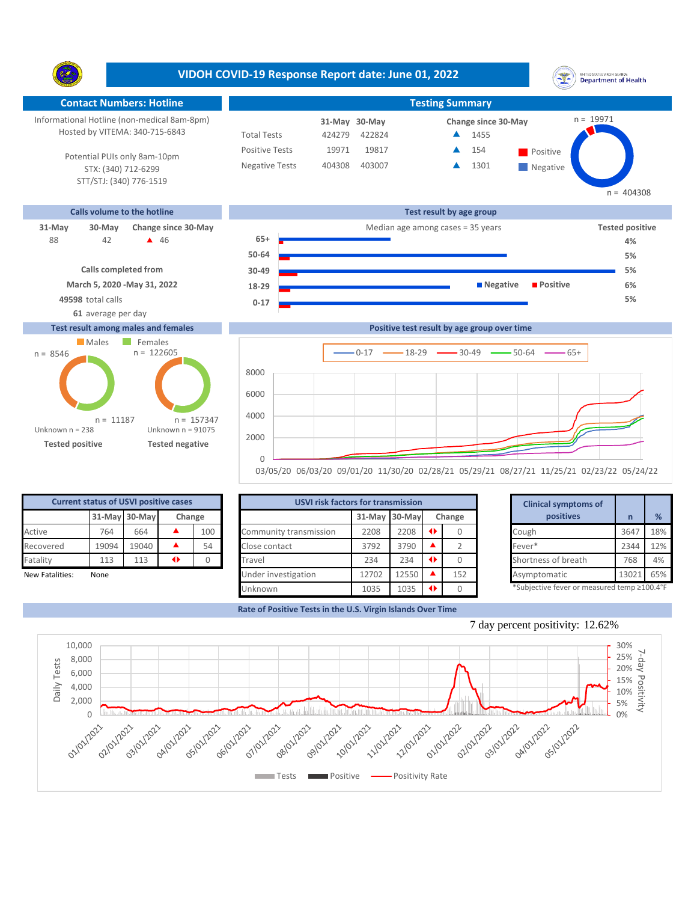# VIDOH COVID-19 Response Report date: June 01, 2022

UNITED STATES VIRGIN ISLANDS Department of Health

## Contact Numbers: Hotline

Informational Hotline (non-medical 8am-8pm)
Hosted by VITEMA: 340-715-6843

Potential PUIs only 8am-10pm
STX: (340) 712-6299
STT/STJ: (340) 776-1519

## Testing Summary

| | 31-May | 30-May | Change since 30-May |
|---|---|---|---|
| Total Tests | 424279 | 422824 | ▲ 1455 |
| Positive Tests | 19971 | 19817 | ▲ 154 |
| Negative Tests | 404308 | 403007 | ▲ 1301 |

n = 19971
Positive
Negative
n = 404308

## Calls volume to the hotline

| 31-May | 30-May | Change since 30-May |
|---|---|---|
| 88 | 42 | ▲ 46 |

Calls completed from
March 5, 2020 -May 31, 2022
**49598** total calls
**61** average per day

## Test result by age group

Median age among cases = 35 years

Negative
Positive

Tested positive
65+ 4%
50-64 5%
30-49 5%
18-29 6%
0-17 5%

## Test result among males and females

Males
Females
n = 8546
n = 122605
n = 11187
n = 157347
Unknown n = 238
Unknown n = 91075
**Tested positive**
**Tested negative**

## Positive test result by age group over time

0-17
18-29
30-49
50-64
65+

8000
6000
4000
2000
0

03/05/20 06/03/20 09/01/20 11/30/20 02/28/21 05/29/21 08/27/21 11/25/21 02/23/22 05/24/22

## Current status of USVI positive cases

| | 31-May | 30-May | Change | |
|---|---|---|---|---|
| Active | 764 | 664 | ▲ | 100 |
| Recovered | 19094 | 19040 | ▲ | 54 |
| Fatality | 113 | 113 | ◄► | 0 |

New Fatalities: None

## USVI risk factors for transmission

| | 31-May | 30-May | Change | |
|---|---|---|---|---|
| Community transmission | 2208 | 2208 | ◄► | 0 |
| Close contact | 3792 | 3790 | ▲ | 2 |
| Travel | 234 | 234 | ◄► | 0 |
| Under investigation | 12702 | 12550 | ▲ | 152 |
| Unknown | 1035 | 1035 | ◄► | 0 |

## Clinical symptoms of positives

| Clinical symptoms of positives | n | % |
|---|---|---|
| Cough | 3647 | 18% |
| Fever* | 2344 | 12% |
| Shortness of breath | 768 | 4% |
| Asymptomatic | 13021 | 65% |

*Subjective fever or measured temp ≥100.4°F

## Rate of Positive Tests in the U.S. Virgin Islands Over Time

7 day percent positivity: 12.62%

Daily Tests
10,000
8,000
6,000
4,000
2,000
0

7-day Positivity
30%
25%
20%
15%
10%
5%
0%

01/01/2021 02/01/2021 03/01/2021 04/01/2021 05/01/2021 06/01/2021 07/01/2021 08/01/2021 09/01/2021 10/01/2021 11/01/2021 12/01/2021 01/01/2022 02/01/2022 03/01/2022 04/01/2022 05/01/2022

Tests
Positive
Positivity Rate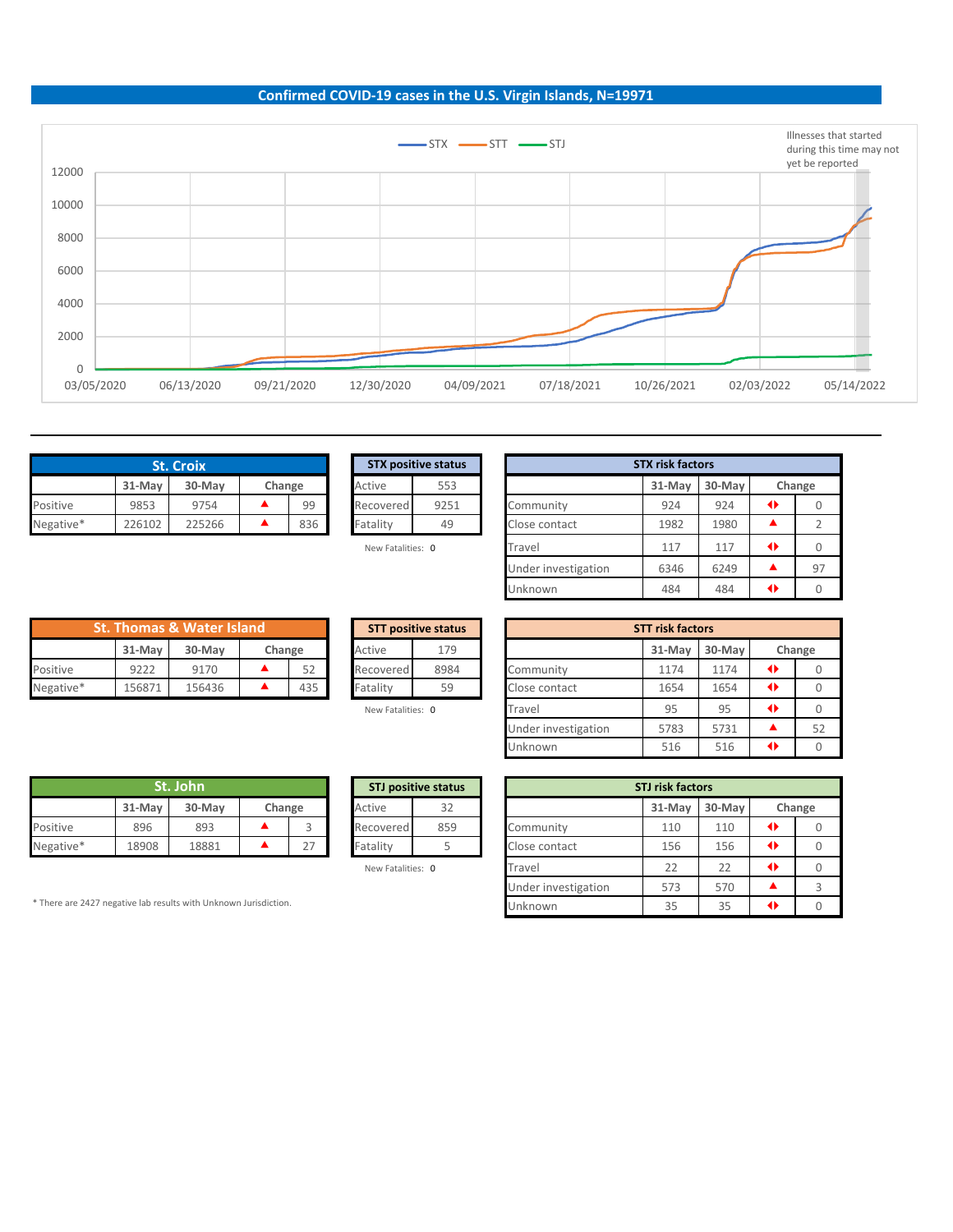## Confirmed COVID-19 cases in the U.S. Virgin Islands, N=19971

STX STT STJ

Illnesses that started during this time may not yet be reported

12000
10000
8000
6000
4000
2000
0

03/05/2020 06/13/2020 09/21/2020 12/30/2020 04/09/2021 07/18/2021 10/26/2021 02/03/2022 05/14/2022

| St. Croix | 31-May | 30-May | Change | |
|---|---|---|---|---|
| Positive | 9853 | 9754 | ▲ | 99 |
| Negative* | 226102 | 225266 | ▲ | 836 |

| STX positive status | |
|---|---|
| Active | 553 |
| Recovered | 9251 |
| Fatality | 49 |

New Fatalities: 0

| STX risk factors | 31-May | 30-May | Change | |
|---|---|---|---|---|
| Community | 924 | 924 | ◆ | 0 |
| Close contact | 1982 | 1980 | ▲ | 2 |
| Travel | 117 | 117 | ◆ | 0 |
| Under investigation | 6346 | 6249 | ▲ | 97 |
| Unknown | 484 | 484 | ◆ | 0 |

| St. Thomas & Water Island | 31-May | 30-May | Change | |
|---|---|---|---|---|
| Positive | 9222 | 9170 | ▲ | 52 |
| Negative* | 156871 | 156436 | ▲ | 435 |

| STT positive status | |
|---|---|
| Active | 179 |
| Recovered | 8984 |
| Fatality | 59 |

New Fatalities: 0

| STT risk factors | 31-May | 30-May | Change | |
|---|---|---|---|---|
| Community | 1174 | 1174 | ◆ | 0 |
| Close contact | 1654 | 1654 | ◆ | 0 |
| Travel | 95 | 95 | ◆ | 0 |
| Under investigation | 5783 | 5731 | ▲ | 52 |
| Unknown | 516 | 516 | ◆ | 0 |

| St. John | 31-May | 30-May | Change | |
|---|---|---|---|---|
| Positive | 896 | 893 | ▲ | 3 |
| Negative* | 18908 | 18881 | ▲ | 27 |

| STJ positive status | |
|---|---|
| Active | 32 |
| Recovered | 859 |
| Fatality | 5 |

New Fatalities: 0

| STJ risk factors | 31-May | 30-May | Change | |
|---|---|---|---|---|
| Community | 110 | 110 | ◆ | 0 |
| Close contact | 156 | 156 | ◆ | 0 |
| Travel | 22 | 22 | ◆ | 0 |
| Under investigation | 573 | 570 | ▲ | 3 |
| Unknown | 35 | 35 | ◆ | 0 |

* There are 2427 negative lab results with Unknown Jurisdiction.